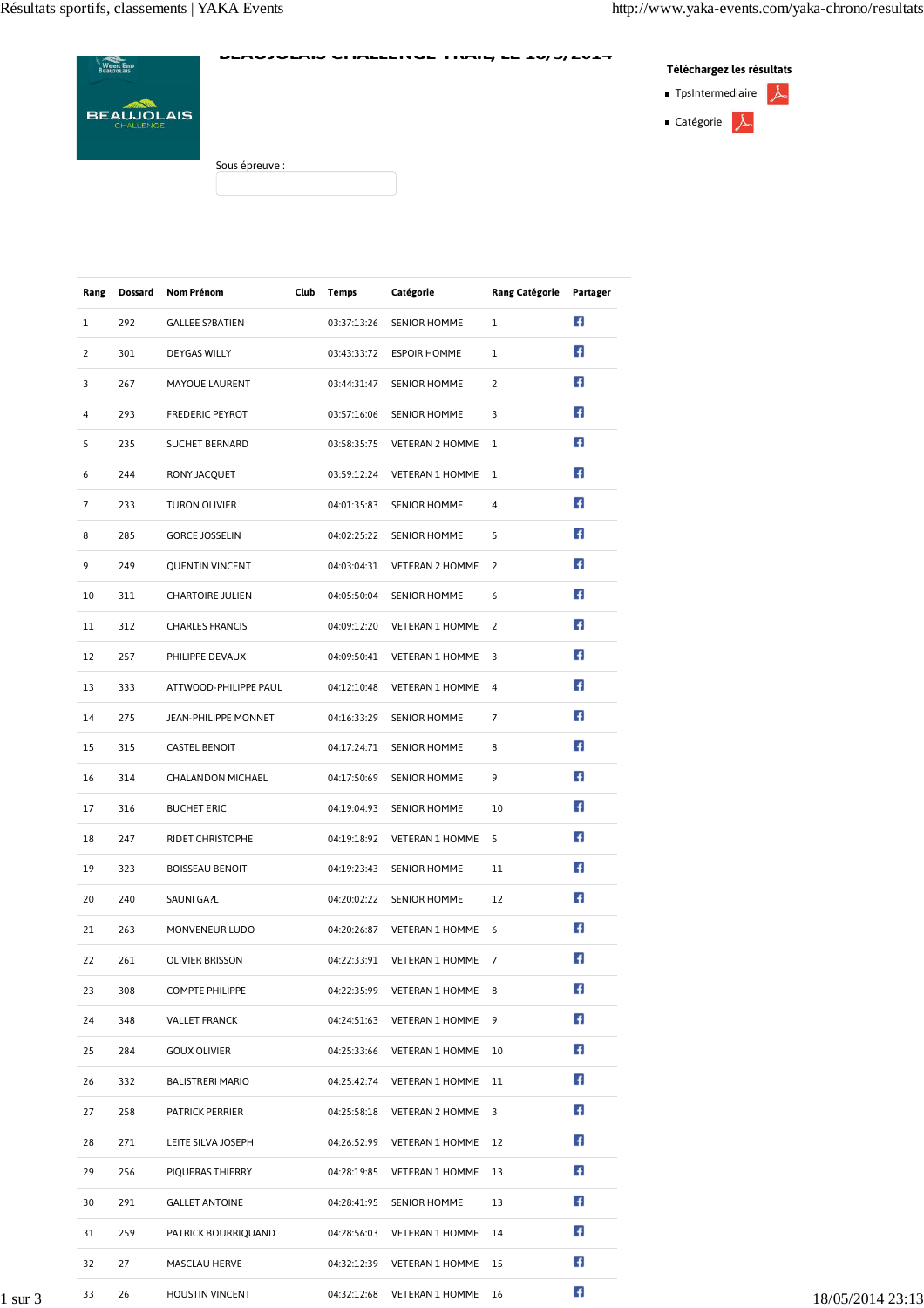# BEAUJOLAIS CHALLENGE TRAIL, LE 18/5/2014

Sous épreuve :

**Téléchargez les résultats**

- TpsIntermediaire
- Catégorie

| Rang | Dossard | Nom Prénom | Club | Temps | Catégorie | Rang Catégorie | Partager |
|---|---|---|---|---|---|---|---|
| 1 | 292 | GALLEE S?BATIEN | | 03:37:13:26 | SENIOR HOMME | 1 | |
| 2 | 301 | DEYGAS WILLY | | 03:43:33:72 | ESPOIR HOMME | 1 | |
| 3 | 267 | MAYOUE LAURENT | | 03:44:31:47 | SENIOR HOMME | 2 | |
| 4 | 293 | FREDERIC PEYROT | | 03:57:16:06 | SENIOR HOMME | 3 | |
| 5 | 235 | SUCHET BERNARD | | 03:58:35:75 | VETERAN 2 HOMME | 1 | |
| 6 | 244 | RONY JACQUET | | 03:59:12:24 | VETERAN 1 HOMME | 1 | |
| 7 | 233 | TURON OLIVIER | | 04:01:35:83 | SENIOR HOMME | 4 | |
| 8 | 285 | GORCE JOSSELIN | | 04:02:25:22 | SENIOR HOMME | 5 | |
| 9 | 249 | QUENTIN VINCENT | | 04:03:04:31 | VETERAN 2 HOMME | 2 | |
| 10 | 311 | CHARTOIRE JULIEN | | 04:05:50:04 | SENIOR HOMME | 6 | |
| 11 | 312 | CHARLES FRANCIS | | 04:09:12:20 | VETERAN 1 HOMME | 2 | |
| 12 | 257 | PHILIPPE DEVAUX | | 04:09:50:41 | VETERAN 1 HOMME | 3 | |
| 13 | 333 | ATTWOOD-PHILIPPE PAUL | | 04:12:10:48 | VETERAN 1 HOMME | 4 | |
| 14 | 275 | JEAN-PHILIPPE MONNET | | 04:16:33:29 | SENIOR HOMME | 7 | |
| 15 | 315 | CASTEL BENOIT | | 04:17:24:71 | SENIOR HOMME | 8 | |
| 16 | 314 | CHALANDON MICHAEL | | 04:17:50:69 | SENIOR HOMME | 9 | |
| 17 | 316 | BUCHET ERIC | | 04:19:04:93 | SENIOR HOMME | 10 | |
| 18 | 247 | RIDET CHRISTOPHE | | 04:19:18:92 | VETERAN 1 HOMME | 5 | |
| 19 | 323 | BOISSEAU BENOIT | | 04:19:23:43 | SENIOR HOMME | 11 | |
| 20 | 240 | SAUNI GA?L | | 04:20:02:22 | SENIOR HOMME | 12 | |
| 21 | 263 | MONVENEUR LUDO | | 04:20:26:87 | VETERAN 1 HOMME | 6 | |
| 22 | 261 | OLIVIER BRISSON | | 04:22:33:91 | VETERAN 1 HOMME | 7 | |
| 23 | 308 | COMPTE PHILIPPE | | 04:22:35:99 | VETERAN 1 HOMME | 8 | |
| 24 | 348 | VALLET FRANCK | | 04:24:51:63 | VETERAN 1 HOMME | 9 | |
| 25 | 284 | GOUX OLIVIER | | 04:25:33:66 | VETERAN 1 HOMME | 10 | |
| 26 | 332 | BALISTRERI MARIO | | 04:25:42:74 | VETERAN 1 HOMME | 11 | |
| 27 | 258 | PATRICK PERRIER | | 04:25:58:18 | VETERAN 2 HOMME | 3 | |
| 28 | 271 | LEITE SILVA JOSEPH | | 04:26:52:99 | VETERAN 1 HOMME | 12 | |
| 29 | 256 | PIQUERAS THIERRY | | 04:28:19:85 | VETERAN 1 HOMME | 13 | |
| 30 | 291 | GALLET ANTOINE | | 04:28:41:95 | SENIOR HOMME | 13 | |
| 31 | 259 | PATRICK BOURRIQUAND | | 04:28:56:03 | VETERAN 1 HOMME | 14 | |
| 32 | 27 | MASCLAU HERVE | | 04:32:12:39 | VETERAN 1 HOMME | 15 | |
| 33 | 26 | HOUSTIN VINCENT | | 04:32:12:68 | VETERAN 1 HOMME | 16 | |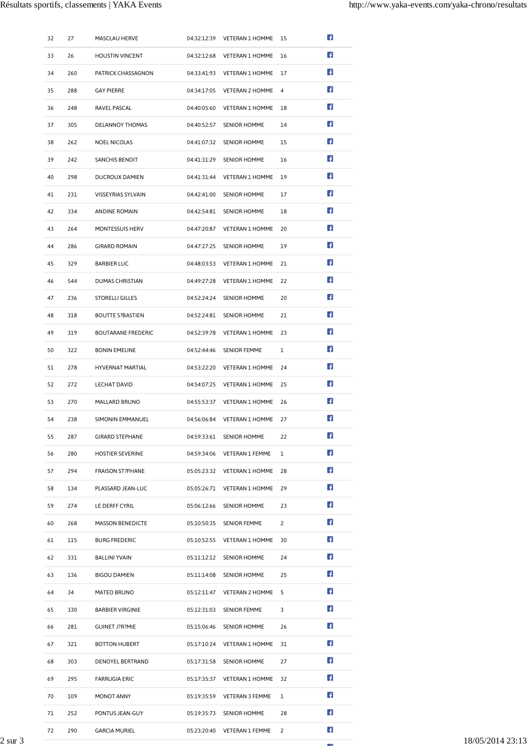| | | | | | | |
|---|---|---|---|---|---|---|
| 32 | 27 | MASCLAU HERVE | 04:32:12:39 | VETERAN 1 HOMME | 15 | |
| 33 | 26 | HOUSTIN VINCENT | 04:32:12:68 | VETERAN 1 HOMME | 16 | |
| 34 | 260 | PATRICK CHASSAGNON | 04:33:41:93 | VETERAN 1 HOMME | 17 | |
| 35 | 288 | GAY PIERRE | 04:34:17:05 | VETERAN 2 HOMME | 4 | |
| 36 | 248 | RAVEL PASCAL | 04:40:05:60 | VETERAN 1 HOMME | 18 | |
| 37 | 305 | DELANNOY THOMAS | 04:40:52:57 | SENIOR HOMME | 14 | |
| 38 | 262 | NOEL NICOLAS | 04:41:07:32 | SENIOR HOMME | 15 | |
| 39 | 242 | SANCHIS BENOIT | 04:41:31:29 | SENIOR HOMME | 16 | |
| 40 | 298 | DUCROUX DAMIEN | 04:41:31:44 | VETERAN 1 HOMME | 19 | |
| 41 | 231 | VISSEYRIAS SYLVAIN | 04:42:41:00 | SENIOR HOMME | 17 | |
| 42 | 334 | ANDINE ROMAIN | 04:42:54:81 | SENIOR HOMME | 18 | |
| 43 | 264 | MONTESSUIS HERV | 04:47:20:87 | VETERAN 1 HOMME | 20 | |
| 44 | 286 | GIRARD ROMAIN | 04:47:27:25 | SENIOR HOMME | 19 | |
| 45 | 329 | BARBIER LUC | 04:48:03:53 | VETERAN 1 HOMME | 21 | |
| 46 | 544 | DUMAS CHRISTIAN | 04:49:27:28 | VETERAN 1 HOMME | 22 | |
| 47 | 236 | STORELLI GILLES | 04:52:24:24 | SENIOR HOMME | 20 | |
| 48 | 318 | BOUTTE S?BASTIEN | 04:52:24:81 | SENIOR HOMME | 21 | |
| 49 | 319 | BOUTARANE FREDERIC | 04:52:39:78 | VETERAN 1 HOMME | 23 | |
| 50 | 322 | BONIN EMELINE | 04:52:44:46 | SENIOR FEMME | 1 | |
| 51 | 278 | HYVERNAT MARTIAL | 04:53:22:20 | VETERAN 1 HOMME | 24 | |
| 52 | 272 | LECHAT DAVID | 04:54:07:25 | VETERAN 1 HOMME | 25 | |
| 53 | 270 | MALLARD BRUNO | 04:55:53:37 | VETERAN 1 HOMME | 26 | |
| 54 | 238 | SIMONIN EMMANUEL | 04:56:06:84 | VETERAN 1 HOMME | 27 | |
| 55 | 287 | GIRARD STEPHANE | 04:59:33:61 | SENIOR HOMME | 22 | |
| 56 | 280 | HOSTIER SEVERINE | 04:59:34:06 | VETERAN 1 FEMME | 1 | |
| 57 | 294 | FRAISON ST?PHANE | 05:05:23:32 | VETERAN 1 HOMME | 28 | |
| 58 | 134 | PLASSARD JEAN-LUC | 05:05:26:71 | VETERAN 1 HOMME | 29 | |
| 59 | 274 | LE DERFF CYRIL | 05:06:12:66 | SENIOR HOMME | 23 | |
| 60 | 268 | MASSON BENEDICTE | 05:10:50:35 | SENIOR FEMME | 2 | |
| 61 | 115 | BURG FREDERIC | 05:10:52:55 | VETERAN 1 HOMME | 30 | |
| 62 | 331 | BALLINI YVAIN | 05:11:12:12 | SENIOR HOMME | 24 | |
| 63 | 136 | BIGOU DAMIEN | 05:11:14:08 | SENIOR HOMME | 25 | |
| 64 | 34 | MATEO BRUNO | 05:12:11:47 | VETERAN 2 HOMME | 5 | |
| 65 | 330 | BARBIER VIRGINIE | 05:12:31:03 | SENIOR FEMME | 3 | |
| 66 | 281 | GUINET J?R?MIE | 05:15:06:46 | SENIOR HOMME | 26 | |
| 67 | 321 | BOTTON HUBERT | 05:17:10:24 | VETERAN 1 HOMME | 31 | |
| 68 | 303 | DENOYEL BERTRAND | 05:17:31:58 | SENIOR HOMME | 27 | |
| 69 | 295 | FARRUGIA ERIC | 05:17:35:37 | VETERAN 1 HOMME | 32 | |
| 70 | 109 | MONOT ANNY | 05:19:35:59 | VETERAN 3 FEMME | 1 | |
| 71 | 252 | PONTUS JEAN-GUY | 05:19:35:73 | SENIOR HOMME | 28 | |
| 72 | 290 | GARCIA MURIEL | 05:23:20:40 | VETERAN 1 FEMME | 2 | |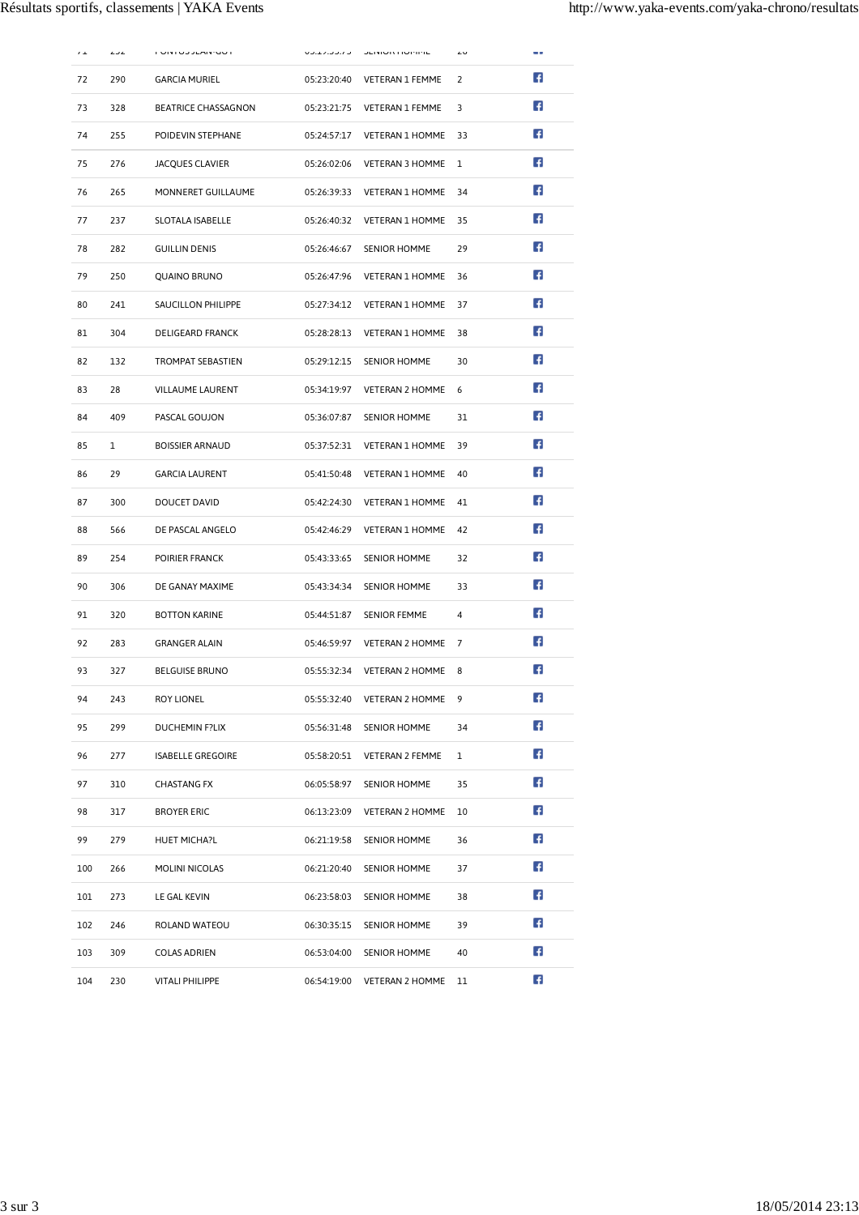| | | | | | | |
|---|---|---|---|---|---|---|
| 71 | 292 | FONTUS JEAN-GUY | 05:19:55:75 | SENIOR HOMME | 28 | |
| 72 | 290 | GARCIA MURIEL | 05:23:20:40 | VETERAN 1 FEMME | 2 | |
| 73 | 328 | BEATRICE CHASSAGNON | 05:23:21:75 | VETERAN 1 FEMME | 3 | |
| 74 | 255 | POIDEVIN STEPHANE | 05:24:57:17 | VETERAN 1 HOMME | 33 | |
| 75 | 276 | JACQUES CLAVIER | 05:26:02:06 | VETERAN 3 HOMME | 1 | |
| 76 | 265 | MONNERET GUILLAUME | 05:26:39:33 | VETERAN 1 HOMME | 34 | |
| 77 | 237 | SLOTALA ISABELLE | 05:26:40:32 | VETERAN 1 HOMME | 35 | |
| 78 | 282 | GUILLIN DENIS | 05:26:46:67 | SENIOR HOMME | 29 | |
| 79 | 250 | QUAINO BRUNO | 05:26:47:96 | VETERAN 1 HOMME | 36 | |
| 80 | 241 | SAUCILLON PHILIPPE | 05:27:34:12 | VETERAN 1 HOMME | 37 | |
| 81 | 304 | DELIGEARD FRANCK | 05:28:28:13 | VETERAN 1 HOMME | 38 | |
| 82 | 132 | TROMPAT SEBASTIEN | 05:29:12:15 | SENIOR HOMME | 30 | |
| 83 | 28 | VILLAUME LAURENT | 05:34:19:97 | VETERAN 2 HOMME | 6 | |
| 84 | 409 | PASCAL GOUJON | 05:36:07:87 | SENIOR HOMME | 31 | |
| 85 | 1 | BOISSIER ARNAUD | 05:37:52:31 | VETERAN 1 HOMME | 39 | |
| 86 | 29 | GARCIA LAURENT | 05:41:50:48 | VETERAN 1 HOMME | 40 | |
| 87 | 300 | DOUCET DAVID | 05:42:24:30 | VETERAN 1 HOMME | 41 | |
| 88 | 566 | DE PASCAL ANGELO | 05:42:46:29 | VETERAN 1 HOMME | 42 | |
| 89 | 254 | POIRIER FRANCK | 05:43:33:65 | SENIOR HOMME | 32 | |
| 90 | 306 | DE GANAY MAXIME | 05:43:34:34 | SENIOR HOMME | 33 | |
| 91 | 320 | BOTTON KARINE | 05:44:51:87 | SENIOR FEMME | 4 | |
| 92 | 283 | GRANGER ALAIN | 05:46:59:97 | VETERAN 2 HOMME | 7 | |
| 93 | 327 | BELGUISE BRUNO | 05:55:32:34 | VETERAN 2 HOMME | 8 | |
| 94 | 243 | ROY LIONEL | 05:55:32:40 | VETERAN 2 HOMME | 9 | |
| 95 | 299 | DUCHEMIN F?LIX | 05:56:31:48 | SENIOR HOMME | 34 | |
| 96 | 277 | ISABELLE GREGOIRE | 05:58:20:51 | VETERAN 2 FEMME | 1 | |
| 97 | 310 | CHASTANG FX | 06:05:58:97 | SENIOR HOMME | 35 | |
| 98 | 317 | BROYER ERIC | 06:13:23:09 | VETERAN 2 HOMME | 10 | |
| 99 | 279 | HUET MICHA?L | 06:21:19:58 | SENIOR HOMME | 36 | |
| 100 | 266 | MOLINI NICOLAS | 06:21:20:40 | SENIOR HOMME | 37 | |
| 101 | 273 | LE GAL KEVIN | 06:23:58:03 | SENIOR HOMME | 38 | |
| 102 | 246 | ROLAND WATEOU | 06:30:35:15 | SENIOR HOMME | 39 | |
| 103 | 309 | COLAS ADRIEN | 06:53:04:00 | SENIOR HOMME | 40 | |
| 104 | 230 | VITALI PHILIPPE | 06:54:19:00 | VETERAN 2 HOMME | 11 | |